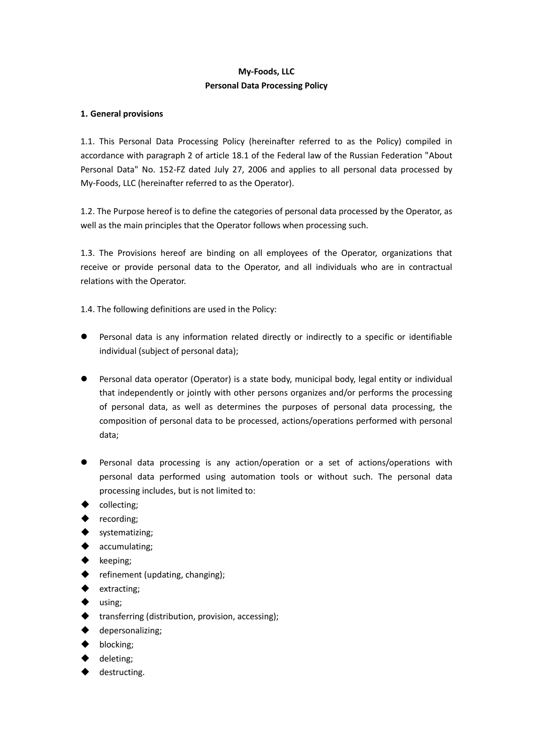**My-Foods, LLC**
**Personal Data Processing Policy**

**1. General provisions**

1.1. This Personal Data Processing Policy (hereinafter referred to as the Policy) compiled in accordance with paragraph 2 of article 18.1 of the Federal law of the Russian Federation "About Personal Data" No. 152-FZ dated July 27, 2006 and applies to all personal data processed by My-Foods, LLC (hereinafter referred to as the Operator).

1.2. The Purpose hereof is to define the categories of personal data processed by the Operator, as well as the main principles that the Operator follows when processing such.

1.3. The Provisions hereof are binding on all employees of the Operator, organizations that receive or provide personal data to the Operator, and all individuals who are in contractual relations with the Operator.

1.4. The following definitions are used in the Policy:

- Personal data is any information related directly or indirectly to a specific or identifiable individual (subject of personal data);
- Personal data operator (Operator) is a state body, municipal body, legal entity or individual that independently or jointly with other persons organizes and/or performs the processing of personal data, as well as determines the purposes of personal data processing, the composition of personal data to be processed, actions/operations performed with personal data;
- Personal data processing is any action/operation or a set of actions/operations with personal data performed using automation tools or without such. The personal data processing includes, but is not limited to:
  - collecting;
  - recording;
  - systematizing;
  - accumulating;
  - keeping;
  - refinement (updating, changing);
  - extracting;
  - using;
  - transferring (distribution, provision, accessing);
  - depersonalizing;
  - blocking;
  - deleting;
  - destructing.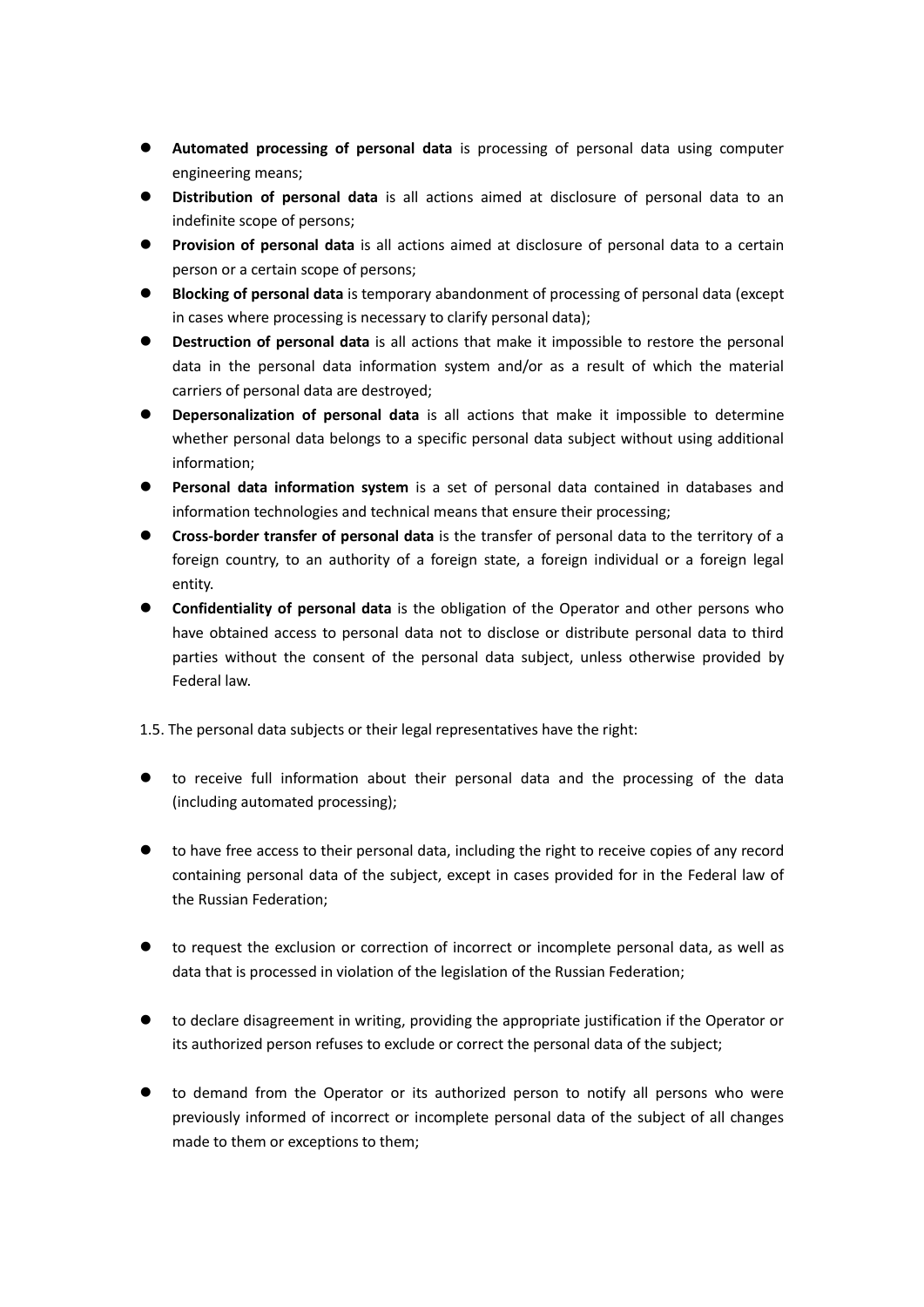- **Automated processing of personal data** is processing of personal data using computer engineering means;
- **Distribution of personal data** is all actions aimed at disclosure of personal data to an indefinite scope of persons;
- **Provision of personal data** is all actions aimed at disclosure of personal data to a certain person or a certain scope of persons;
- **Blocking of personal data** is temporary abandonment of processing of personal data (except in cases where processing is necessary to clarify personal data);
- **Destruction of personal data** is all actions that make it impossible to restore the personal data in the personal data information system and/or as a result of which the material carriers of personal data are destroyed;
- **Depersonalization of personal data** is all actions that make it impossible to determine whether personal data belongs to a specific personal data subject without using additional information;
- **Personal data information system** is a set of personal data contained in databases and information technologies and technical means that ensure their processing;
- **Cross-border transfer of personal data** is the transfer of personal data to the territory of a foreign country, to an authority of a foreign state, a foreign individual or a foreign legal entity.
- **Confidentiality of personal data** is the obligation of the Operator and other persons who have obtained access to personal data not to disclose or distribute personal data to third parties without the consent of the personal data subject, unless otherwise provided by Federal law.

1.5. The personal data subjects or their legal representatives have the right:

- to receive full information about their personal data and the processing of the data (including automated processing);
- to have free access to their personal data, including the right to receive copies of any record containing personal data of the subject, except in cases provided for in the Federal law of the Russian Federation;
- to request the exclusion or correction of incorrect or incomplete personal data, as well as data that is processed in violation of the legislation of the Russian Federation;
- to declare disagreement in writing, providing the appropriate justification if the Operator or its authorized person refuses to exclude or correct the personal data of the subject;
- to demand from the Operator or its authorized person to notify all persons who were previously informed of incorrect or incomplete personal data of the subject of all changes made to them or exceptions to them;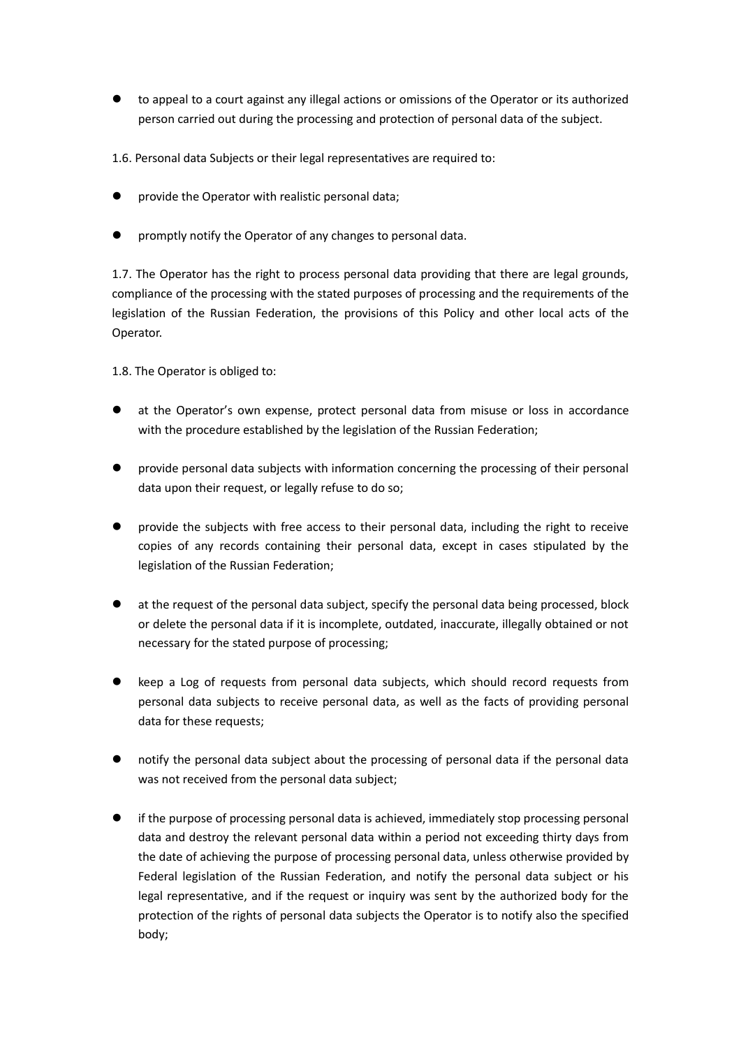- to appeal to a court against any illegal actions or omissions of the Operator or its authorized person carried out during the processing and protection of personal data of the subject.

1.6. Personal data Subjects or their legal representatives are required to:

- provide the Operator with realistic personal data;
- promptly notify the Operator of any changes to personal data.

1.7. The Operator has the right to process personal data providing that there are legal grounds, compliance of the processing with the stated purposes of processing and the requirements of the legislation of the Russian Federation, the provisions of this Policy and other local acts of the Operator.

1.8. The Operator is obliged to:

- at the Operator's own expense, protect personal data from misuse or loss in accordance with the procedure established by the legislation of the Russian Federation;
- provide personal data subjects with information concerning the processing of their personal data upon their request, or legally refuse to do so;
- provide the subjects with free access to their personal data, including the right to receive copies of any records containing their personal data, except in cases stipulated by the legislation of the Russian Federation;
- at the request of the personal data subject, specify the personal data being processed, block or delete the personal data if it is incomplete, outdated, inaccurate, illegally obtained or not necessary for the stated purpose of processing;
- keep a Log of requests from personal data subjects, which should record requests from personal data subjects to receive personal data, as well as the facts of providing personal data for these requests;
- notify the personal data subject about the processing of personal data if the personal data was not received from the personal data subject;
- if the purpose of processing personal data is achieved, immediately stop processing personal data and destroy the relevant personal data within a period not exceeding thirty days from the date of achieving the purpose of processing personal data, unless otherwise provided by Federal legislation of the Russian Federation, and notify the personal data subject or his legal representative, and if the request or inquiry was sent by the authorized body for the protection of the rights of personal data subjects the Operator is to notify also the specified body;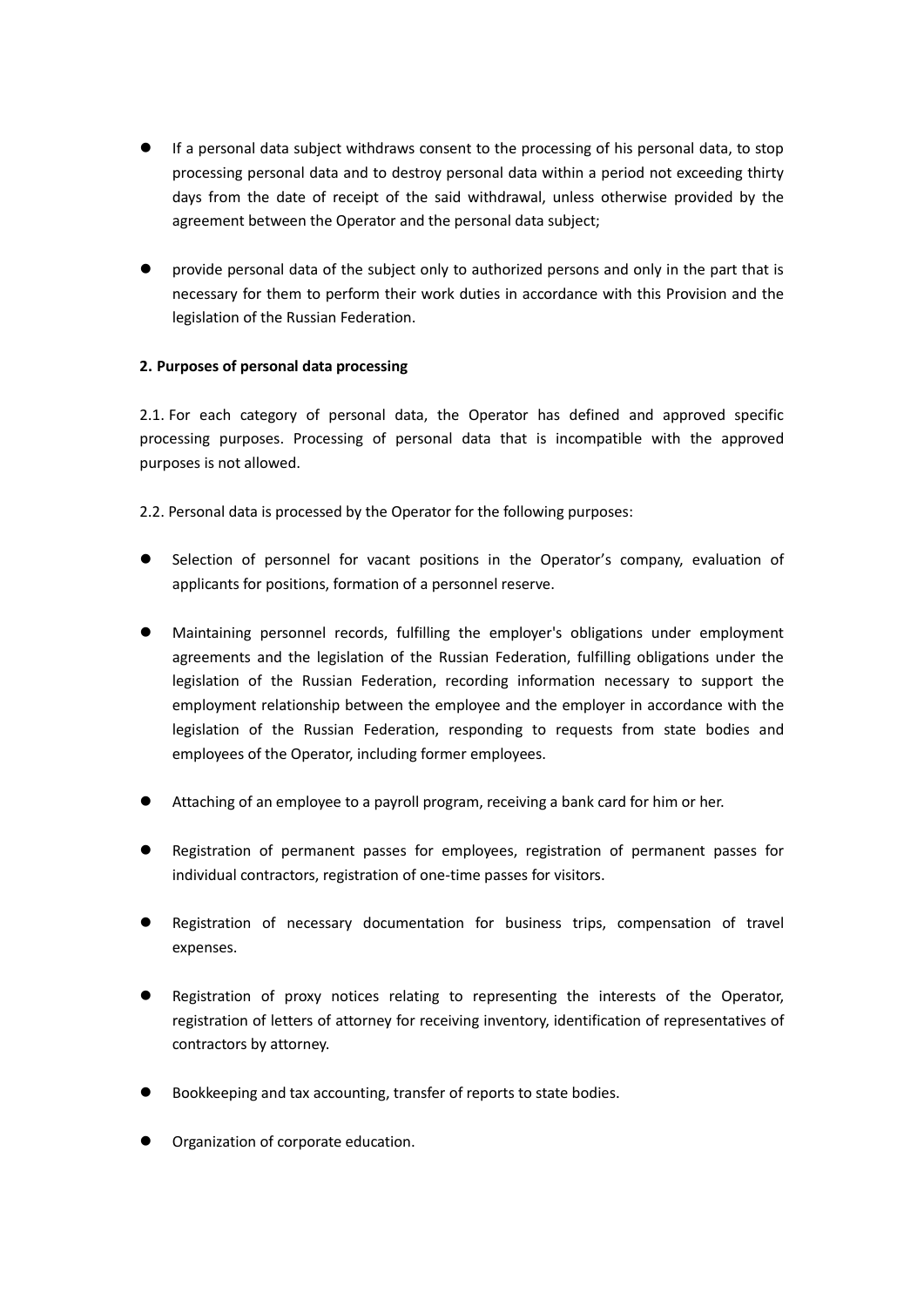- If a personal data subject withdraws consent to the processing of his personal data, to stop processing personal data and to destroy personal data within a period not exceeding thirty days from the date of receipt of the said withdrawal, unless otherwise provided by the agreement between the Operator and the personal data subject;

- provide personal data of the subject only to authorized persons and only in the part that is necessary for them to perform their work duties in accordance with this Provision and the legislation of the Russian Federation.

**2. Purposes of personal data processing**

2.1. For each category of personal data, the Operator has defined and approved specific processing purposes. Processing of personal data that is incompatible with the approved purposes is not allowed.

2.2. Personal data is processed by the Operator for the following purposes:

- Selection of personnel for vacant positions in the Operator's company, evaluation of applicants for positions, formation of a personnel reserve.

- Maintaining personnel records, fulfilling the employer's obligations under employment agreements and the legislation of the Russian Federation, fulfilling obligations under the legislation of the Russian Federation, recording information necessary to support the employment relationship between the employee and the employer in accordance with the legislation of the Russian Federation, responding to requests from state bodies and employees of the Operator, including former employees.

- Attaching of an employee to a payroll program, receiving a bank card for him or her.

- Registration of permanent passes for employees, registration of permanent passes for individual contractors, registration of one-time passes for visitors.

- Registration of necessary documentation for business trips, compensation of travel expenses.

- Registration of proxy notices relating to representing the interests of the Operator, registration of letters of attorney for receiving inventory, identification of representatives of contractors by attorney.

- Bookkeeping and tax accounting, transfer of reports to state bodies.

- Organization of corporate education.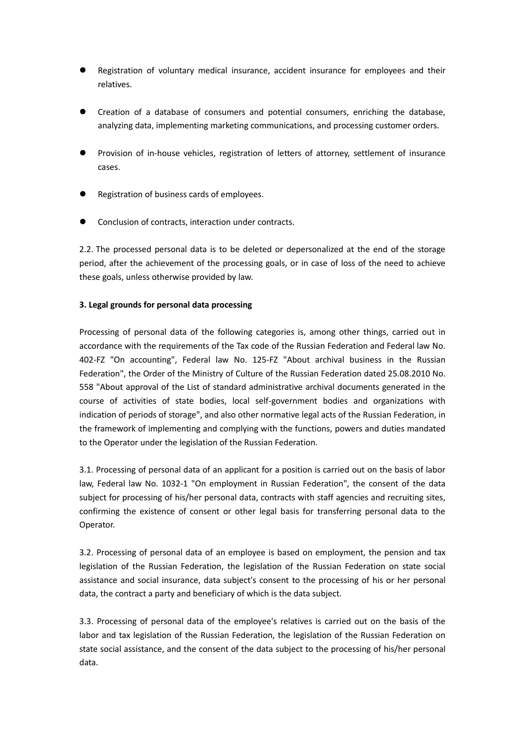- Registration of voluntary medical insurance, accident insurance for employees and their relatives.
- Creation of a database of consumers and potential consumers, enriching the database, analyzing data, implementing marketing communications, and processing customer orders.
- Provision of in-house vehicles, registration of letters of attorney, settlement of insurance cases.
- Registration of business cards of employees.
- Conclusion of contracts, interaction under contracts.

2.2. The processed personal data is to be deleted or depersonalized at the end of the storage period, after the achievement of the processing goals, or in case of loss of the need to achieve these goals, unless otherwise provided by law.

**3. Legal grounds for personal data processing**

Processing of personal data of the following categories is, among other things, carried out in accordance with the requirements of the Tax code of the Russian Federation and Federal law No. 402-FZ "On accounting", Federal law No. 125-FZ "About archival business in the Russian Federation", the Order of the Ministry of Culture of the Russian Federation dated 25.08.2010 No. 558 "About approval of the List of standard administrative archival documents generated in the course of activities of state bodies, local self-government bodies and organizations with indication of periods of storage", and also other normative legal acts of the Russian Federation, in the framework of implementing and complying with the functions, powers and duties mandated to the Operator under the legislation of the Russian Federation.

3.1. Processing of personal data of an applicant for a position is carried out on the basis of labor law, Federal law No. 1032-1 "On employment in Russian Federation", the consent of the data subject for processing of his/her personal data, contracts with staff agencies and recruiting sites, confirming the existence of consent or other legal basis for transferring personal data to the Operator.

3.2. Processing of personal data of an employee is based on employment, the pension and tax legislation of the Russian Federation, the legislation of the Russian Federation on state social assistance and social insurance, data subject's consent to the processing of his or her personal data, the contract a party and beneficiary of which is the data subject.

3.3. Processing of personal data of the employee's relatives is carried out on the basis of the labor and tax legislation of the Russian Federation, the legislation of the Russian Federation on state social assistance, and the consent of the data subject to the processing of his/her personal data.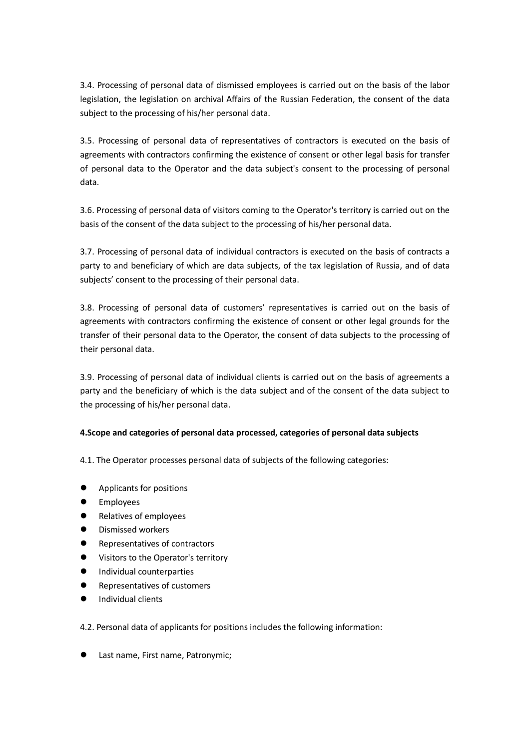3.4. Processing of personal data of dismissed employees is carried out on the basis of the labor legislation, the legislation on archival Affairs of the Russian Federation, the consent of the data subject to the processing of his/her personal data.

3.5. Processing of personal data of representatives of contractors is executed on the basis of agreements with contractors confirming the existence of consent or other legal basis for transfer of personal data to the Operator and the data subject's consent to the processing of personal data.

3.6. Processing of personal data of visitors coming to the Operator's territory is carried out on the basis of the consent of the data subject to the processing of his/her personal data.

3.7. Processing of personal data of individual contractors is executed on the basis of contracts a party to and beneficiary of which are data subjects, of the tax legislation of Russia, and of data subjects' consent to the processing of their personal data.

3.8. Processing of personal data of customers' representatives is carried out on the basis of agreements with contractors confirming the existence of consent or other legal grounds for the transfer of their personal data to the Operator, the consent of data subjects to the processing of their personal data.

3.9. Processing of personal data of individual clients is carried out on the basis of agreements a party and the beneficiary of which is the data subject and of the consent of the data subject to the processing of his/her personal data.

**4.Scope and categories of personal data processed, categories of personal data subjects**

4.1. The Operator processes personal data of subjects of the following categories:

- Applicants for positions
- Employees
- Relatives of employees
- Dismissed workers
- Representatives of contractors
- Visitors to the Operator's territory
- Individual counterparties
- Representatives of customers
- Individual clients

4.2. Personal data of applicants for positions includes the following information:

- Last name, First name, Patronymic;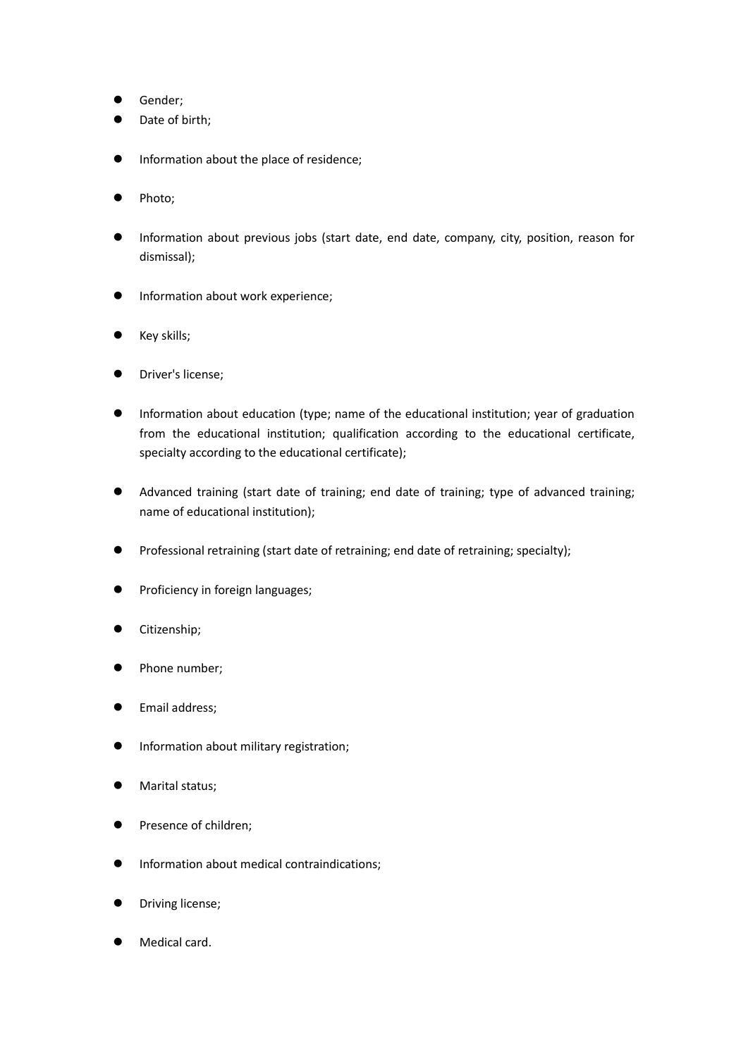- Gender;
- Date of birth;
- Information about the place of residence;
- Photo;
- Information about previous jobs (start date, end date, company, city, position, reason for dismissal);
- Information about work experience;
- Key skills;
- Driver's license;
- Information about education (type; name of the educational institution; year of graduation from the educational institution; qualification according to the educational certificate, specialty according to the educational certificate);
- Advanced training (start date of training; end date of training; type of advanced training; name of educational institution);
- Professional retraining (start date of retraining; end date of retraining; specialty);
- Proficiency in foreign languages;
- Citizenship;
- Phone number;
- Email address;
- Information about military registration;
- Marital status;
- Presence of children;
- Information about medical contraindications;
- Driving license;
- Medical card.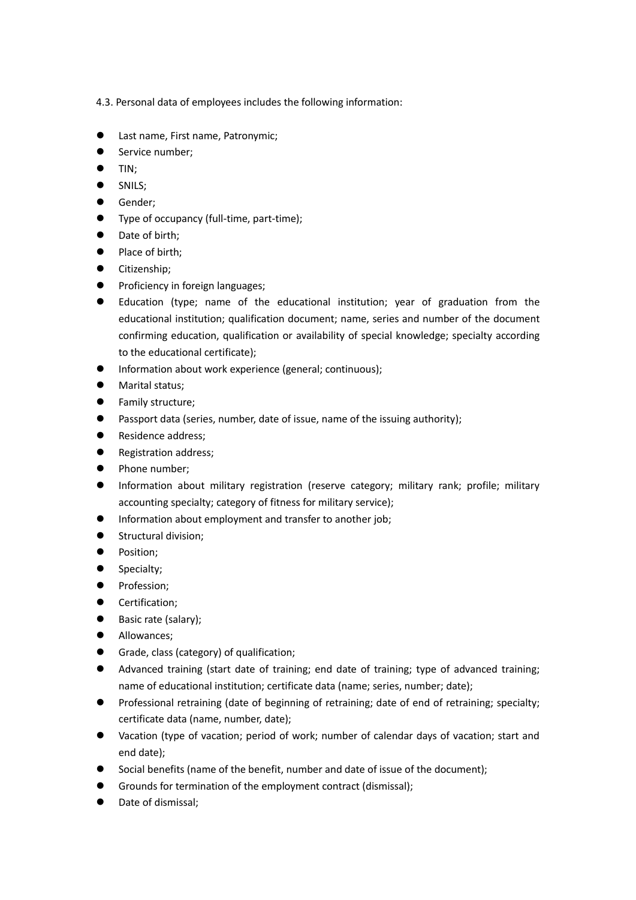4.3. Personal data of employees includes the following information:

- Last name, First name, Patronymic;
- Service number;
- TIN;
- SNILS;
- Gender;
- Type of occupancy (full-time, part-time);
- Date of birth;
- Place of birth;
- Citizenship;
- Proficiency in foreign languages;
- Education (type; name of the educational institution; year of graduation from the educational institution; qualification document; name, series and number of the document confirming education, qualification or availability of special knowledge; specialty according to the educational certificate);
- Information about work experience (general; continuous);
- Marital status;
- Family structure;
- Passport data (series, number, date of issue, name of the issuing authority);
- Residence address;
- Registration address;
- Phone number;
- Information about military registration (reserve category; military rank; profile; military accounting specialty; category of fitness for military service);
- Information about employment and transfer to another job;
- Structural division;
- Position;
- Specialty;
- Profession;
- Certification;
- Basic rate (salary);
- Allowances;
- Grade, class (category) of qualification;
- Advanced training (start date of training; end date of training; type of advanced training; name of educational institution; certificate data (name; series, number; date);
- Professional retraining (date of beginning of retraining; date of end of retraining; specialty; certificate data (name, number, date);
- Vacation (type of vacation; period of work; number of calendar days of vacation; start and end date);
- Social benefits (name of the benefit, number and date of issue of the document);
- Grounds for termination of the employment contract (dismissal);
- Date of dismissal;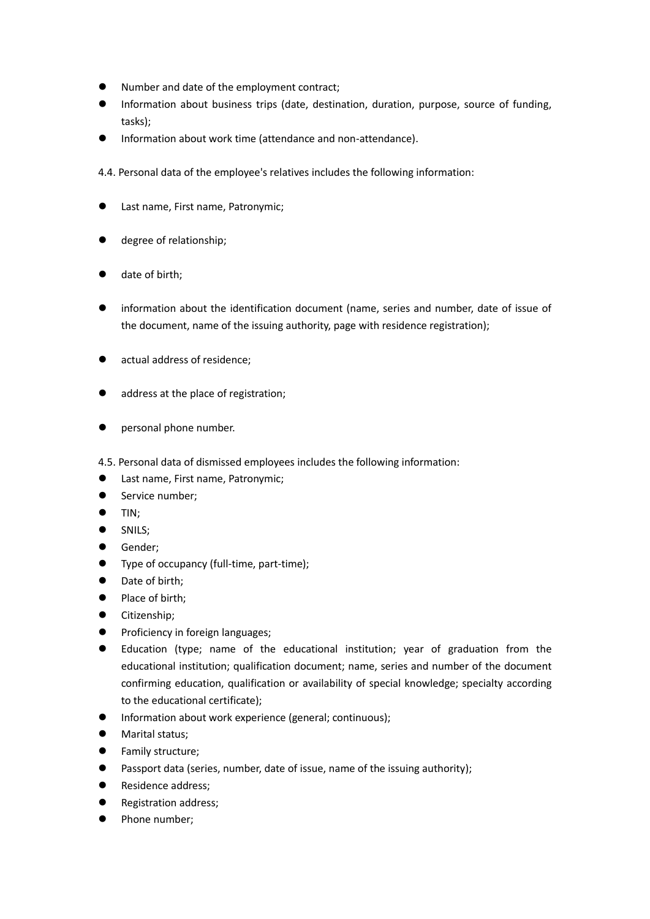- Number and date of the employment contract;
- Information about business trips (date, destination, duration, purpose, source of funding, tasks);
- Information about work time (attendance and non-attendance).

4.4. Personal data of the employee's relatives includes the following information:

- Last name, First name, Patronymic;
- degree of relationship;
- date of birth;
- information about the identification document (name, series and number, date of issue of the document, name of the issuing authority, page with residence registration);
- actual address of residence;
- address at the place of registration;
- personal phone number.

4.5. Personal data of dismissed employees includes the following information:

- Last name, First name, Patronymic;
- Service number;
- TIN;
- SNILS;
- Gender;
- Type of occupancy (full-time, part-time);
- Date of birth;
- Place of birth;
- Citizenship;
- Proficiency in foreign languages;
- Education (type; name of the educational institution; year of graduation from the educational institution; qualification document; name, series and number of the document confirming education, qualification or availability of special knowledge; specialty according to the educational certificate);
- Information about work experience (general; continuous);
- Marital status;
- Family structure;
- Passport data (series, number, date of issue, name of the issuing authority);
- Residence address;
- Registration address;
- Phone number;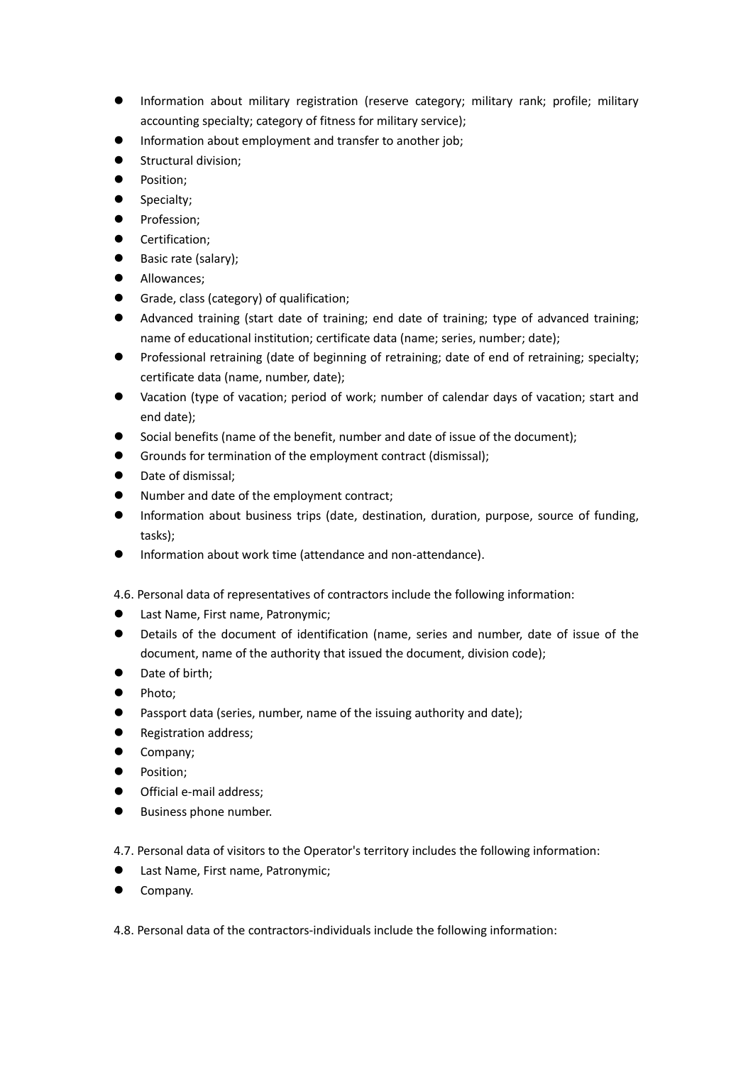- Information about military registration (reserve category; military rank; profile; military accounting specialty; category of fitness for military service);
- Information about employment and transfer to another job;
- Structural division;
- Position;
- Specialty;
- Profession;
- Certification;
- Basic rate (salary);
- Allowances;
- Grade, class (category) of qualification;
- Advanced training (start date of training; end date of training; type of advanced training; name of educational institution; certificate data (name; series, number; date);
- Professional retraining (date of beginning of retraining; date of end of retraining; specialty; certificate data (name, number, date);
- Vacation (type of vacation; period of work; number of calendar days of vacation; start and end date);
- Social benefits (name of the benefit, number and date of issue of the document);
- Grounds for termination of the employment contract (dismissal);
- Date of dismissal;
- Number and date of the employment contract;
- Information about business trips (date, destination, duration, purpose, source of funding, tasks);
- Information about work time (attendance and non-attendance).

4.6. Personal data of representatives of contractors include the following information:

- Last Name, First name, Patronymic;
- Details of the document of identification (name, series and number, date of issue of the document, name of the authority that issued the document, division code);
- Date of birth;
- Photo;
- Passport data (series, number, name of the issuing authority and date);
- Registration address;
- Company;
- Position;
- Official e-mail address;
- Business phone number.

4.7. Personal data of visitors to the Operator's territory includes the following information:

- Last Name, First name, Patronymic;
- Company.

4.8. Personal data of the contractors-individuals include the following information: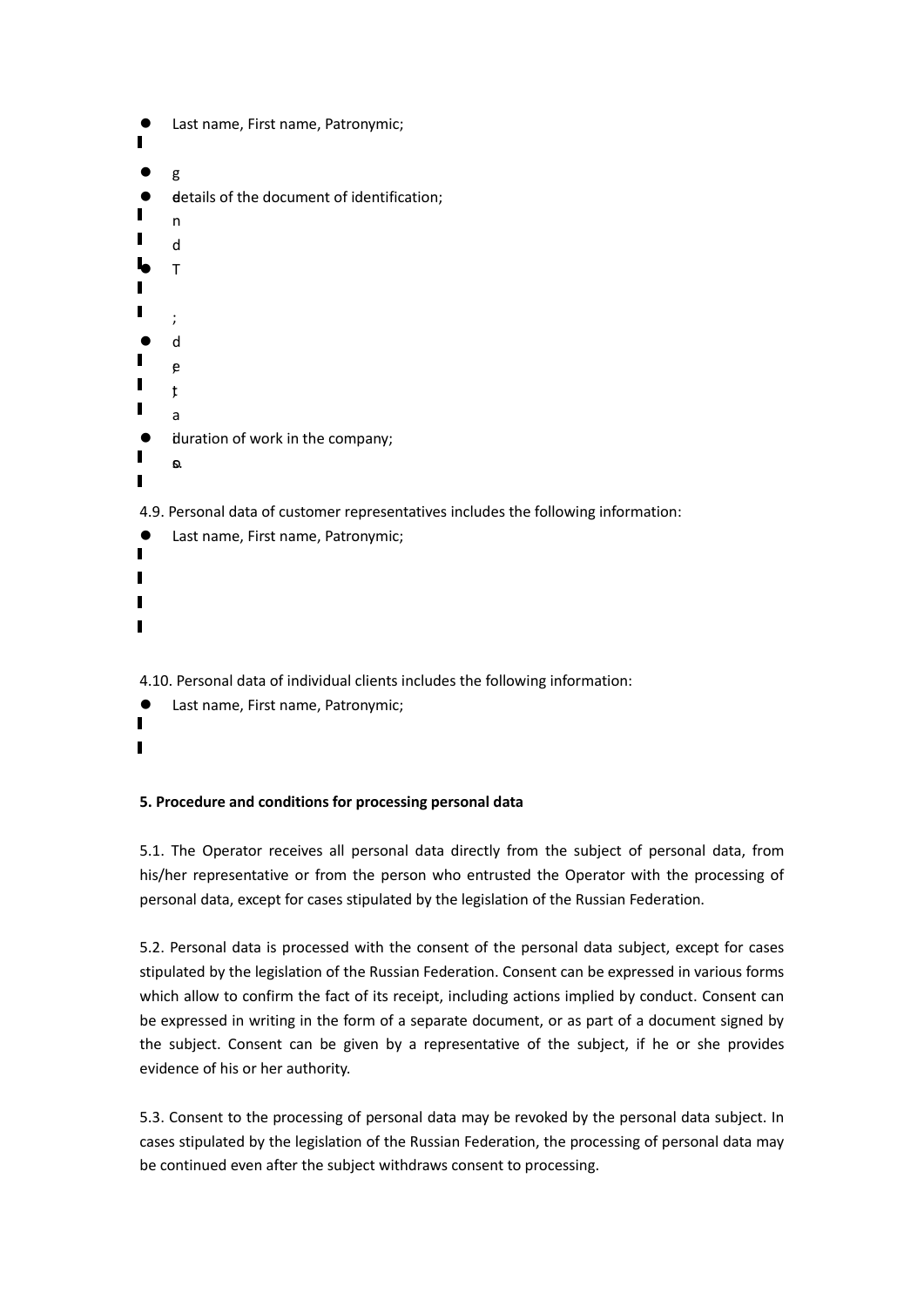- Last name, First name, Patronymic;
- g
- details of the document of identification;
  n
  d
- T
  ;
- d
  e
  t
  a
- duration of work in the company;
  o.

4.9. Personal data of customer representatives includes the following information:

- Last name, First name, Patronymic;

4.10. Personal data of individual clients includes the following information:

- Last name, First name, Patronymic;

**5. Procedure and conditions for processing personal data**

5.1. The Operator receives all personal data directly from the subject of personal data, from his/her representative or from the person who entrusted the Operator with the processing of personal data, except for cases stipulated by the legislation of the Russian Federation.

5.2. Personal data is processed with the consent of the personal data subject, except for cases stipulated by the legislation of the Russian Federation. Consent can be expressed in various forms which allow to confirm the fact of its receipt, including actions implied by conduct. Consent can be expressed in writing in the form of a separate document, or as part of a document signed by the subject. Consent can be given by a representative of the subject, if he or she provides evidence of his or her authority.

5.3. Consent to the processing of personal data may be revoked by the personal data subject. In cases stipulated by the legislation of the Russian Federation, the processing of personal data may be continued even after the subject withdraws consent to processing.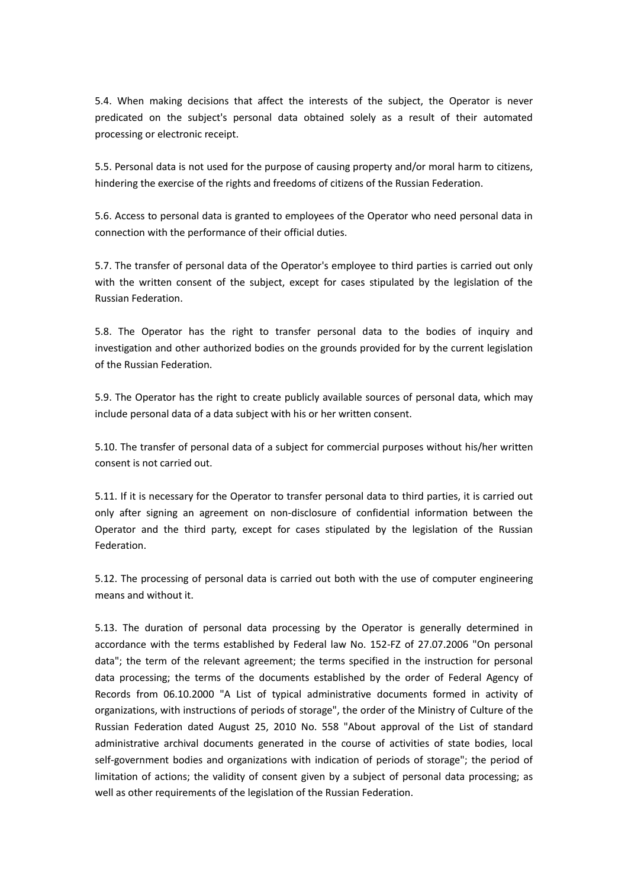5.4. When making decisions that affect the interests of the subject, the Operator is never predicated on the subject's personal data obtained solely as a result of their automated processing or electronic receipt.

5.5. Personal data is not used for the purpose of causing property and/or moral harm to citizens, hindering the exercise of the rights and freedoms of citizens of the Russian Federation.

5.6. Access to personal data is granted to employees of the Operator who need personal data in connection with the performance of their official duties.

5.7. The transfer of personal data of the Operator's employee to third parties is carried out only with the written consent of the subject, except for cases stipulated by the legislation of the Russian Federation.

5.8. The Operator has the right to transfer personal data to the bodies of inquiry and investigation and other authorized bodies on the grounds provided for by the current legislation of the Russian Federation.

5.9. The Operator has the right to create publicly available sources of personal data, which may include personal data of a data subject with his or her written consent.

5.10. The transfer of personal data of a subject for commercial purposes without his/her written consent is not carried out.

5.11. If it is necessary for the Operator to transfer personal data to third parties, it is carried out only after signing an agreement on non-disclosure of confidential information between the Operator and the third party, except for cases stipulated by the legislation of the Russian Federation.

5.12. The processing of personal data is carried out both with the use of computer engineering means and without it.

5.13. The duration of personal data processing by the Operator is generally determined in accordance with the terms established by Federal law No. 152-FZ of 27.07.2006 "On personal data"; the term of the relevant agreement; the terms specified in the instruction for personal data processing; the terms of the documents established by the order of Federal Agency of Records from 06.10.2000 "A List of typical administrative documents formed in activity of organizations, with instructions of periods of storage", the order of the Ministry of Culture of the Russian Federation dated August 25, 2010 No. 558 "About approval of the List of standard administrative archival documents generated in the course of activities of state bodies, local self-government bodies and organizations with indication of periods of storage"; the period of limitation of actions; the validity of consent given by a subject of personal data processing; as well as other requirements of the legislation of the Russian Federation.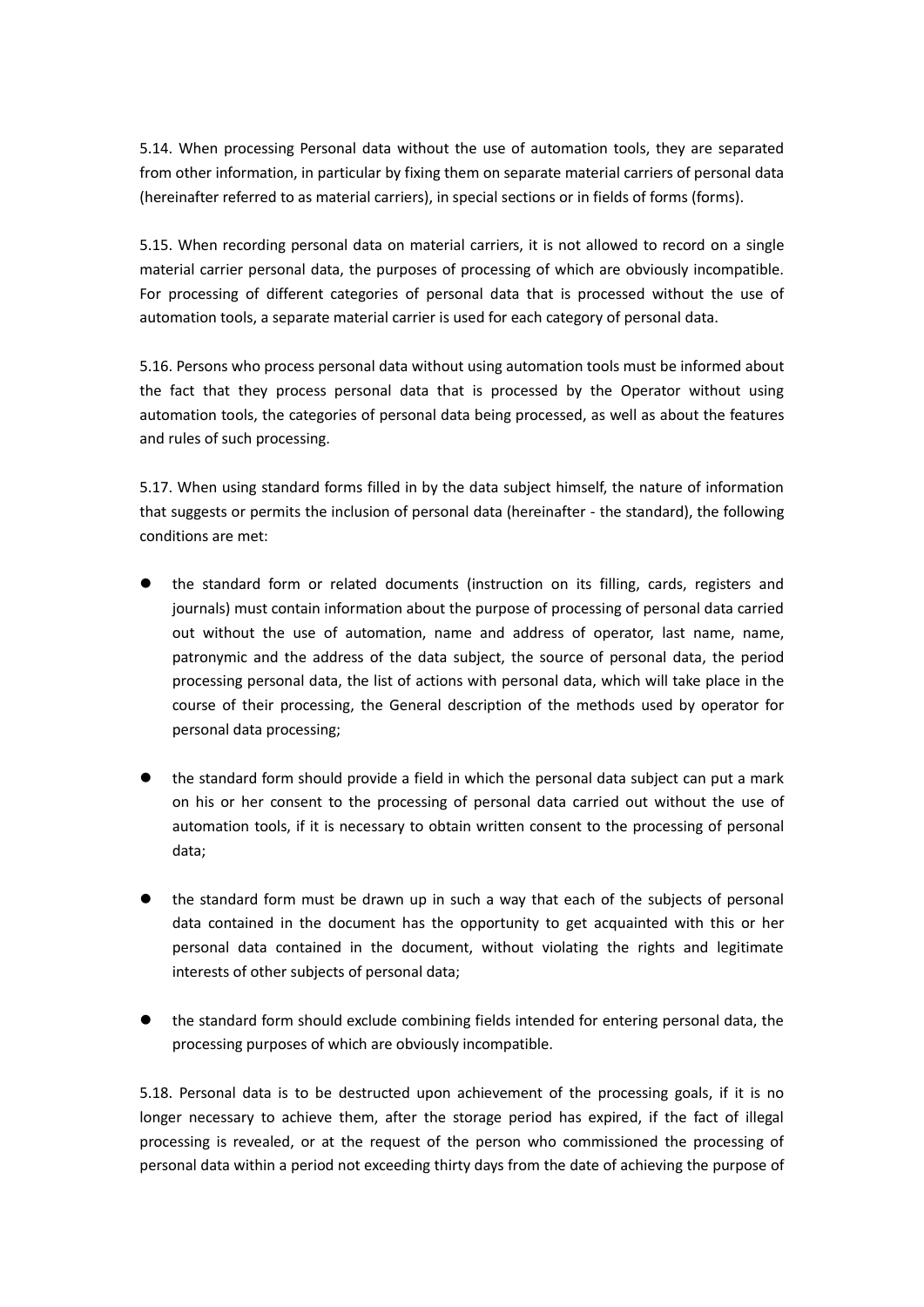5.14. When processing Personal data without the use of automation tools, they are separated from other information, in particular by fixing them on separate material carriers of personal data (hereinafter referred to as material carriers), in special sections or in fields of forms (forms).

5.15. When recording personal data on material carriers, it is not allowed to record on a single material carrier personal data, the purposes of processing of which are obviously incompatible. For processing of different categories of personal data that is processed without the use of automation tools, a separate material carrier is used for each category of personal data.

5.16. Persons who process personal data without using automation tools must be informed about the fact that they process personal data that is processed by the Operator without using automation tools, the categories of personal data being processed, as well as about the features and rules of such processing.

5.17. When using standard forms filled in by the data subject himself, the nature of information that suggests or permits the inclusion of personal data (hereinafter - the standard), the following conditions are met:

- the standard form or related documents (instruction on its filling, cards, registers and journals) must contain information about the purpose of processing of personal data carried out without the use of automation, name and address of operator, last name, name, patronymic and the address of the data subject, the source of personal data, the period processing personal data, the list of actions with personal data, which will take place in the course of their processing, the General description of the methods used by operator for personal data processing;

- the standard form should provide a field in which the personal data subject can put a mark on his or her consent to the processing of personal data carried out without the use of automation tools, if it is necessary to obtain written consent to the processing of personal data;

- the standard form must be drawn up in such a way that each of the subjects of personal data contained in the document has the opportunity to get acquainted with this or her personal data contained in the document, without violating the rights and legitimate interests of other subjects of personal data;

- the standard form should exclude combining fields intended for entering personal data, the processing purposes of which are obviously incompatible.

5.18. Personal data is to be destructed upon achievement of the processing goals, if it is no longer necessary to achieve them, after the storage period has expired, if the fact of illegal processing is revealed, or at the request of the person who commissioned the processing of personal data within a period not exceeding thirty days from the date of achieving the purpose of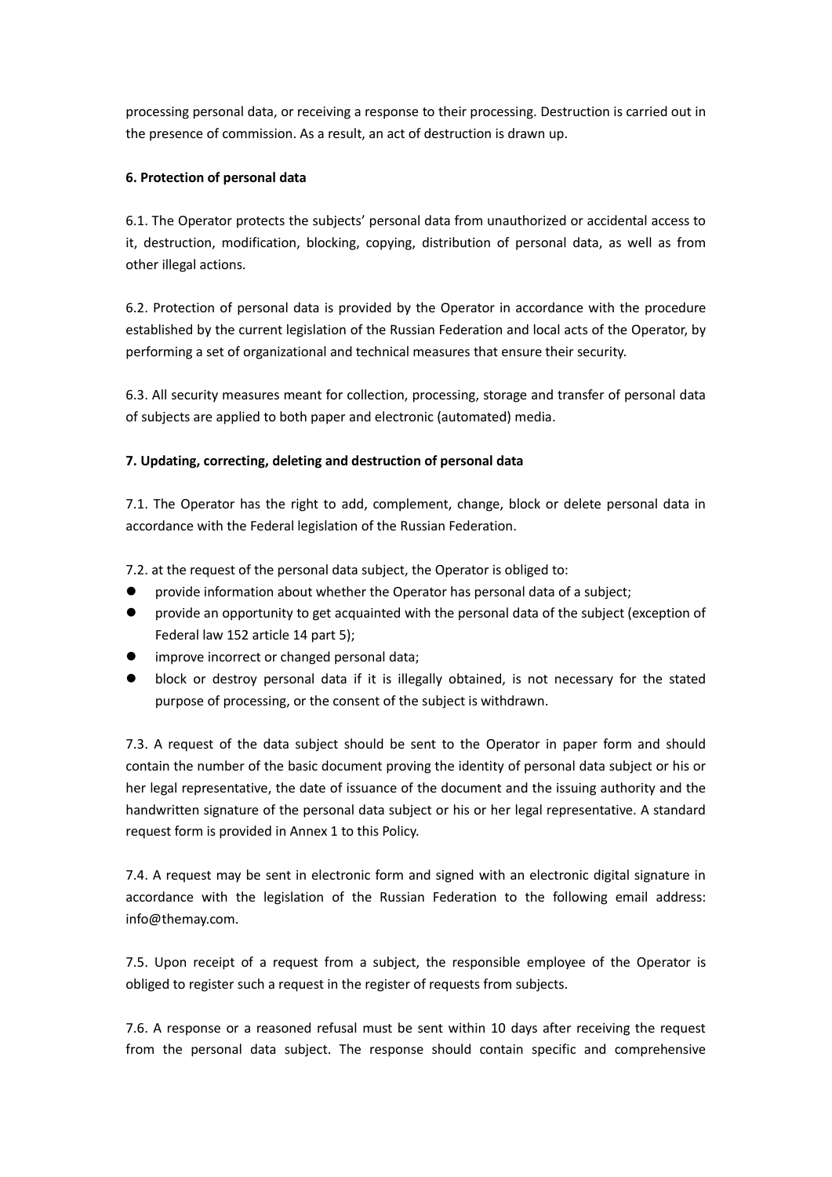processing personal data, or receiving a response to their processing. Destruction is carried out in the presence of commission. As a result, an act of destruction is drawn up.

**6. Protection of personal data**

6.1. The Operator protects the subjects' personal data from unauthorized or accidental access to it, destruction, modification, blocking, copying, distribution of personal data, as well as from other illegal actions.

6.2. Protection of personal data is provided by the Operator in accordance with the procedure established by the current legislation of the Russian Federation and local acts of the Operator, by performing a set of organizational and technical measures that ensure their security.

6.3. All security measures meant for collection, processing, storage and transfer of personal data of subjects are applied to both paper and electronic (automated) media.

**7. Updating, correcting, deleting and destruction of personal data**

7.1. The Operator has the right to add, complement, change, block or delete personal data in accordance with the Federal legislation of the Russian Federation.

7.2. at the request of the personal data subject, the Operator is obliged to:

- provide information about whether the Operator has personal data of a subject;
- provide an opportunity to get acquainted with the personal data of the subject (exception of Federal law 152 article 14 part 5);
- improve incorrect or changed personal data;
- block or destroy personal data if it is illegally obtained, is not necessary for the stated purpose of processing, or the consent of the subject is withdrawn.

7.3. A request of the data subject should be sent to the Operator in paper form and should contain the number of the basic document proving the identity of personal data subject or his or her legal representative, the date of issuance of the document and the issuing authority and the handwritten signature of the personal data subject or his or her legal representative. A standard request form is provided in Annex 1 to this Policy.

7.4. A request may be sent in electronic form and signed with an electronic digital signature in accordance with the legislation of the Russian Federation to the following email address: info@themay.com.

7.5. Upon receipt of a request from a subject, the responsible employee of the Operator is obliged to register such a request in the register of requests from subjects.

7.6. A response or a reasoned refusal must be sent within 10 days after receiving the request from the personal data subject. The response should contain specific and comprehensive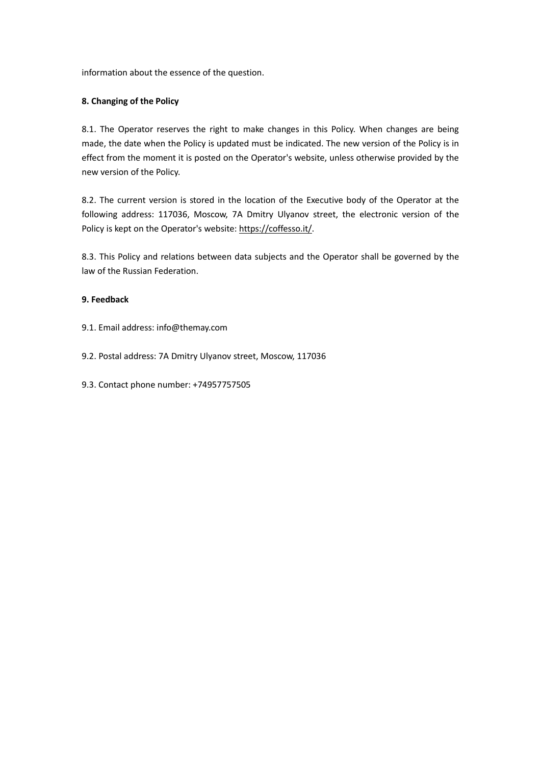information about the essence of the question.

**8. Changing of the Policy**

8.1. The Operator reserves the right to make changes in this Policy. When changes are being made, the date when the Policy is updated must be indicated. The new version of the Policy is in effect from the moment it is posted on the Operator's website, unless otherwise provided by the new version of the Policy.

8.2. The current version is stored in the location of the Executive body of the Operator at the following address: 117036, Moscow, 7A Dmitry Ulyanov street, the electronic version of the Policy is kept on the Operator's website: https://coffesso.it/.

8.3. This Policy and relations between data subjects and the Operator shall be governed by the law of the Russian Federation.

**9. Feedback**

9.1. Email address: info@themay.com

9.2. Postal address: 7A Dmitry Ulyanov street, Moscow, 117036

9.3. Contact phone number: +74957757505